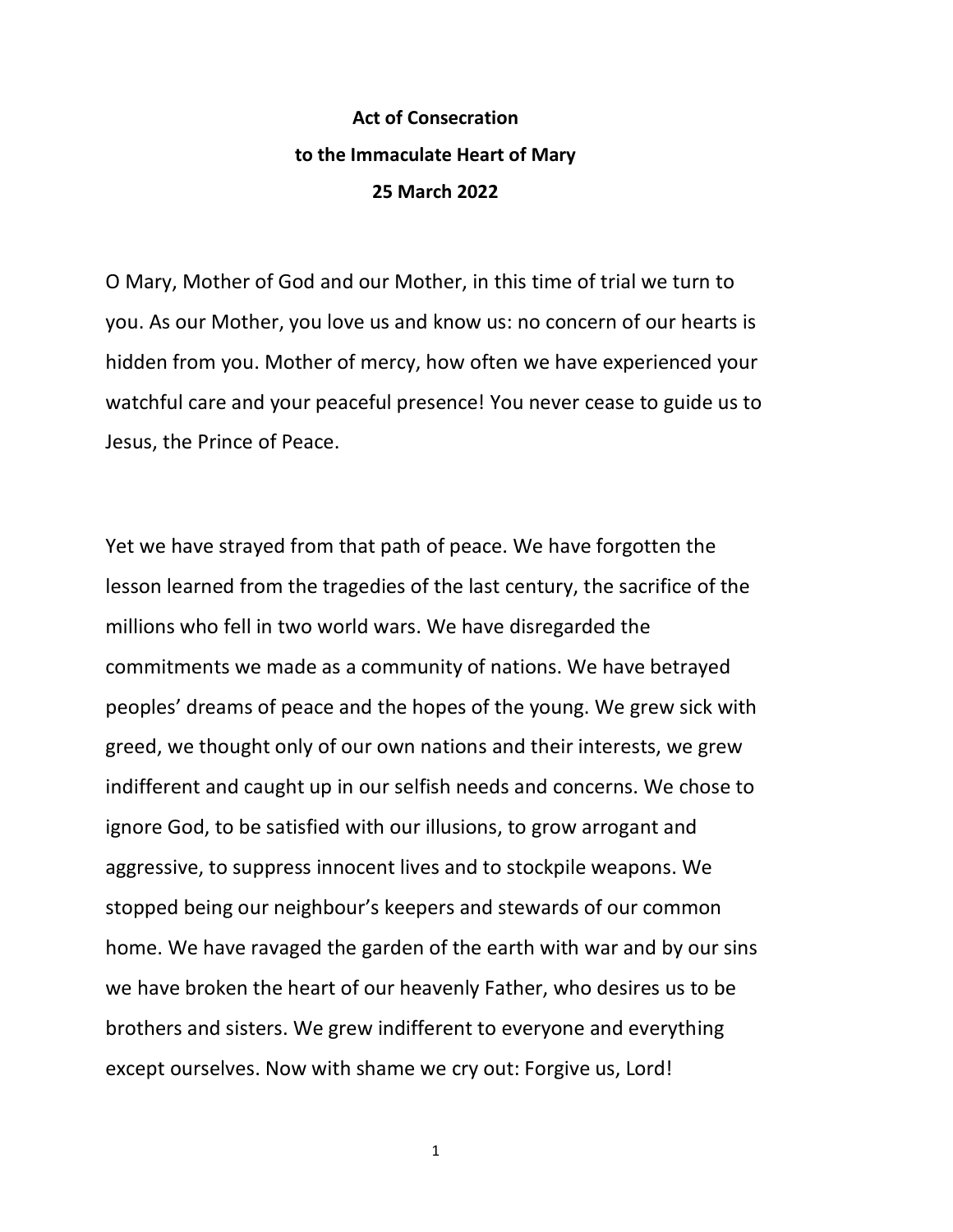**Act of Consecration**

**to the Immaculate Heart of Mary**

**25 March 2022**

O Mary, Mother of God and our Mother, in this time of trial we turn to you. As our Mother, you love us and know us: no concern of our hearts is hidden from you. Mother of mercy, how often we have experienced your watchful care and your peaceful presence! You never cease to guide us to Jesus, the Prince of Peace.

Yet we have strayed from that path of peace. We have forgotten the lesson learned from the tragedies of the last century, the sacrifice of the millions who fell in two world wars. We have disregarded the commitments we made as a community of nations. We have betrayed peoples' dreams of peace and the hopes of the young. We grew sick with greed, we thought only of our own nations and their interests, we grew indifferent and caught up in our selfish needs and concerns. We chose to ignore God, to be satisfied with our illusions, to grow arrogant and aggressive, to suppress innocent lives and to stockpile weapons. We stopped being our neighbour's keepers and stewards of our common home. We have ravaged the garden of the earth with war and by our sins we have broken the heart of our heavenly Father, who desires us to be brothers and sisters. We grew indifferent to everyone and everything except ourselves. Now with shame we cry out: Forgive us, Lord!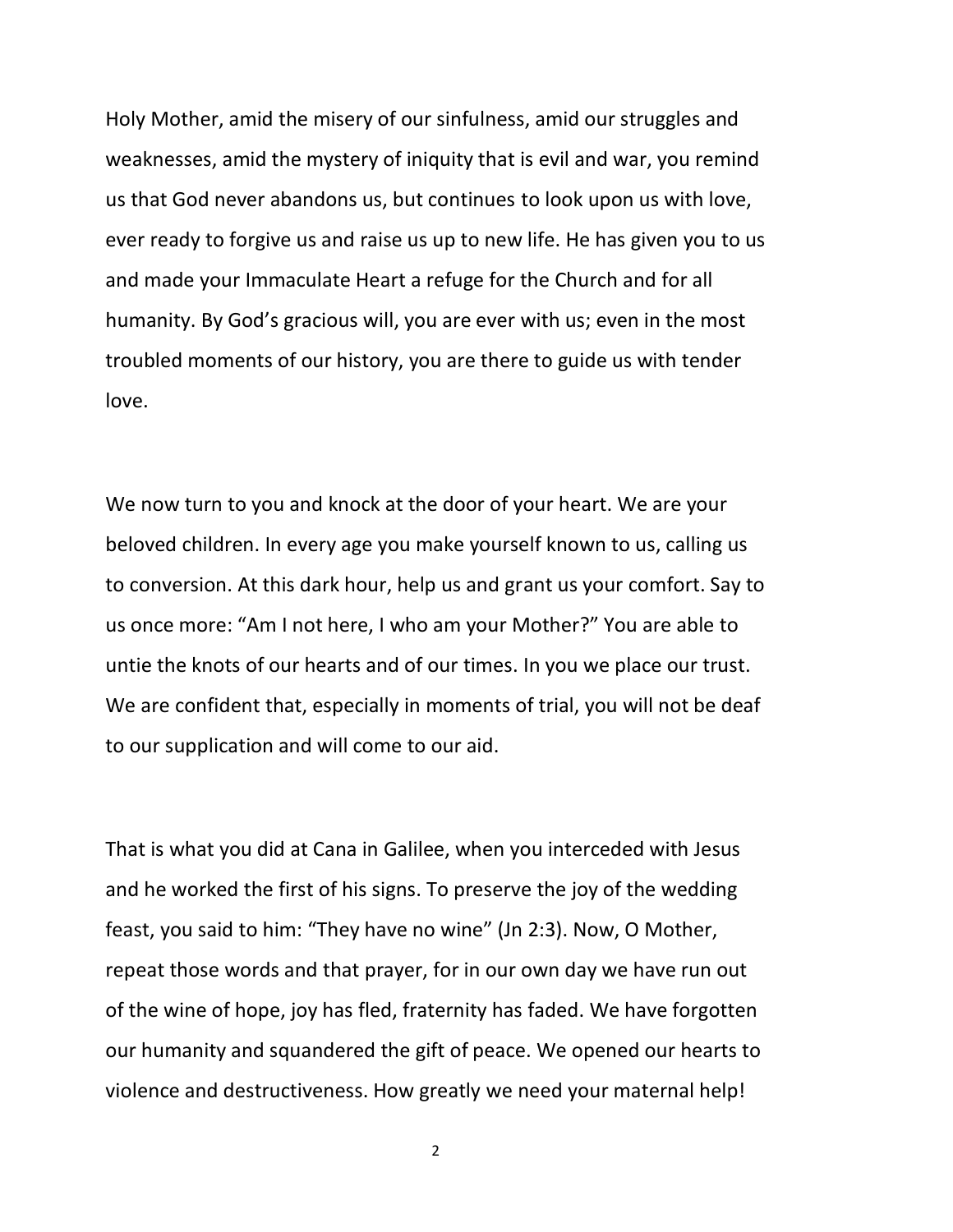Holy Mother, amid the misery of our sinfulness, amid our struggles and weaknesses, amid the mystery of iniquity that is evil and war, you remind us that God never abandons us, but continues to look upon us with love, ever ready to forgive us and raise us up to new life. He has given you to us and made your Immaculate Heart a refuge for the Church and for all humanity. By God's gracious will, you are ever with us; even in the most troubled moments of our history, you are there to guide us with tender love.

We now turn to you and knock at the door of your heart. We are your beloved children. In every age you make yourself known to us, calling us to conversion. At this dark hour, help us and grant us your comfort. Say to us once more: "Am I not here, I who am your Mother?" You are able to untie the knots of our hearts and of our times. In you we place our trust. We are confident that, especially in moments of trial, you will not be deaf to our supplication and will come to our aid.

That is what you did at Cana in Galilee, when you interceded with Jesus and he worked the first of his signs. To preserve the joy of the wedding feast, you said to him: "They have no wine" (Jn 2:3). Now, O Mother, repeat those words and that prayer, for in our own day we have run out of the wine of hope, joy has fled, fraternity has faded. We have forgotten our humanity and squandered the gift of peace. We opened our hearts to violence and destructiveness. How greatly we need your maternal help!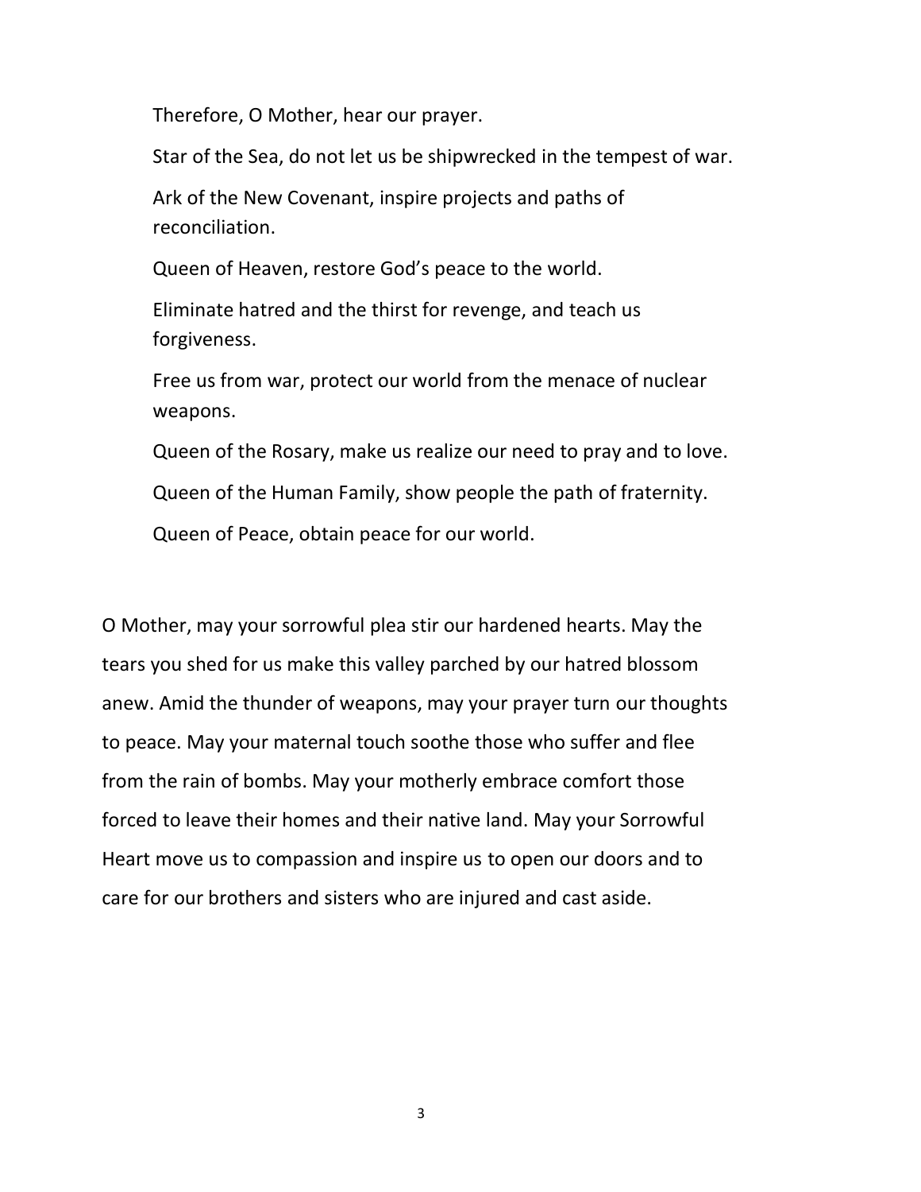Therefore, O Mother, hear our prayer.

Star of the Sea, do not let us be shipwrecked in the tempest of war.

Ark of the New Covenant, inspire projects and paths of reconciliation.

Queen of Heaven, restore God's peace to the world.

Eliminate hatred and the thirst for revenge, and teach us forgiveness.

Free us from war, protect our world from the menace of nuclear weapons.

Queen of the Rosary, make us realize our need to pray and to love.

Queen of the Human Family, show people the path of fraternity.

Queen of Peace, obtain peace for our world.

O Mother, may your sorrowful plea stir our hardened hearts. May the tears you shed for us make this valley parched by our hatred blossom anew. Amid the thunder of weapons, may your prayer turn our thoughts to peace. May your maternal touch soothe those who suffer and flee from the rain of bombs. May your motherly embrace comfort those forced to leave their homes and their native land. May your Sorrowful Heart move us to compassion and inspire us to open our doors and to care for our brothers and sisters who are injured and cast aside.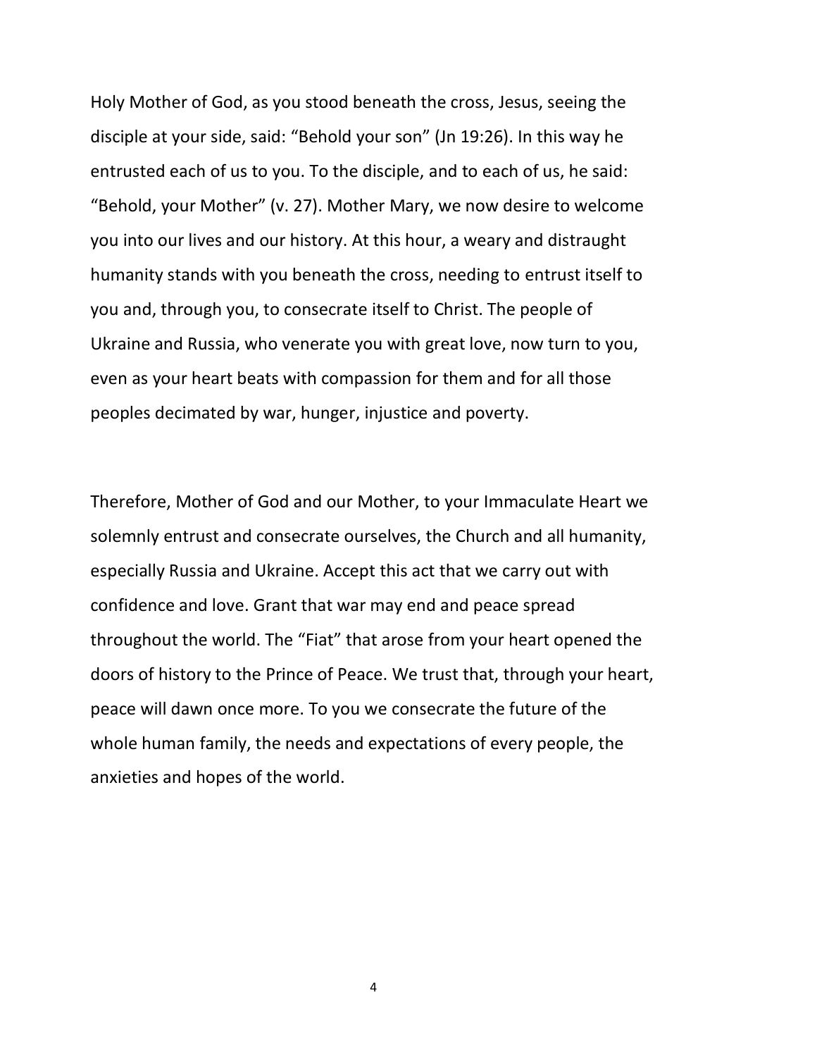Holy Mother of God, as you stood beneath the cross, Jesus, seeing the disciple at your side, said: "Behold your son" (Jn 19:26). In this way he entrusted each of us to you. To the disciple, and to each of us, he said: "Behold, your Mother" (v. 27). Mother Mary, we now desire to welcome you into our lives and our history. At this hour, a weary and distraught humanity stands with you beneath the cross, needing to entrust itself to you and, through you, to consecrate itself to Christ. The people of Ukraine and Russia, who venerate you with great love, now turn to you, even as your heart beats with compassion for them and for all those peoples decimated by war, hunger, injustice and poverty.

Therefore, Mother of God and our Mother, to your Immaculate Heart we solemnly entrust and consecrate ourselves, the Church and all humanity, especially Russia and Ukraine. Accept this act that we carry out with confidence and love. Grant that war may end and peace spread throughout the world. The "Fiat" that arose from your heart opened the doors of history to the Prince of Peace. We trust that, through your heart, peace will dawn once more. To you we consecrate the future of the whole human family, the needs and expectations of every people, the anxieties and hopes of the world.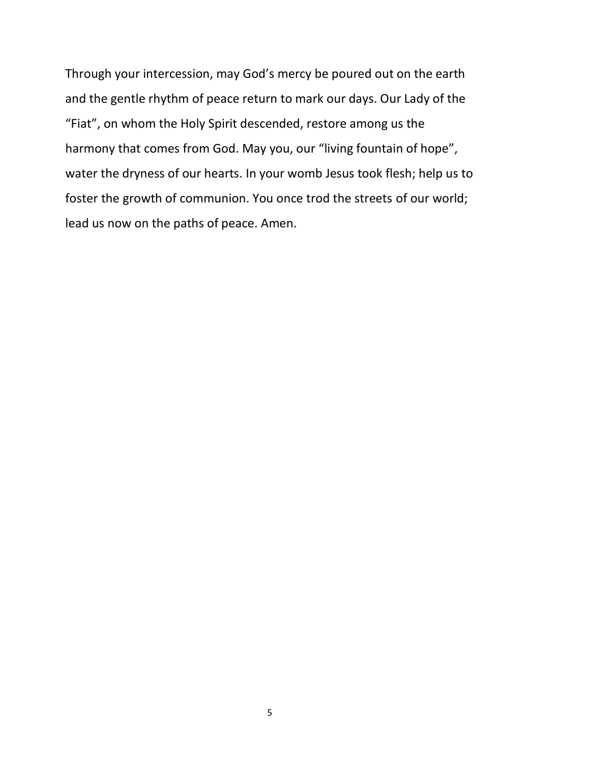Through your intercession, may God's mercy be poured out on the earth and the gentle rhythm of peace return to mark our days. Our Lady of the "Fiat", on whom the Holy Spirit descended, restore among us the harmony that comes from God. May you, our "living fountain of hope", water the dryness of our hearts. In your womb Jesus took flesh; help us to foster the growth of communion. You once trod the streets of our world; lead us now on the paths of peace. Amen.